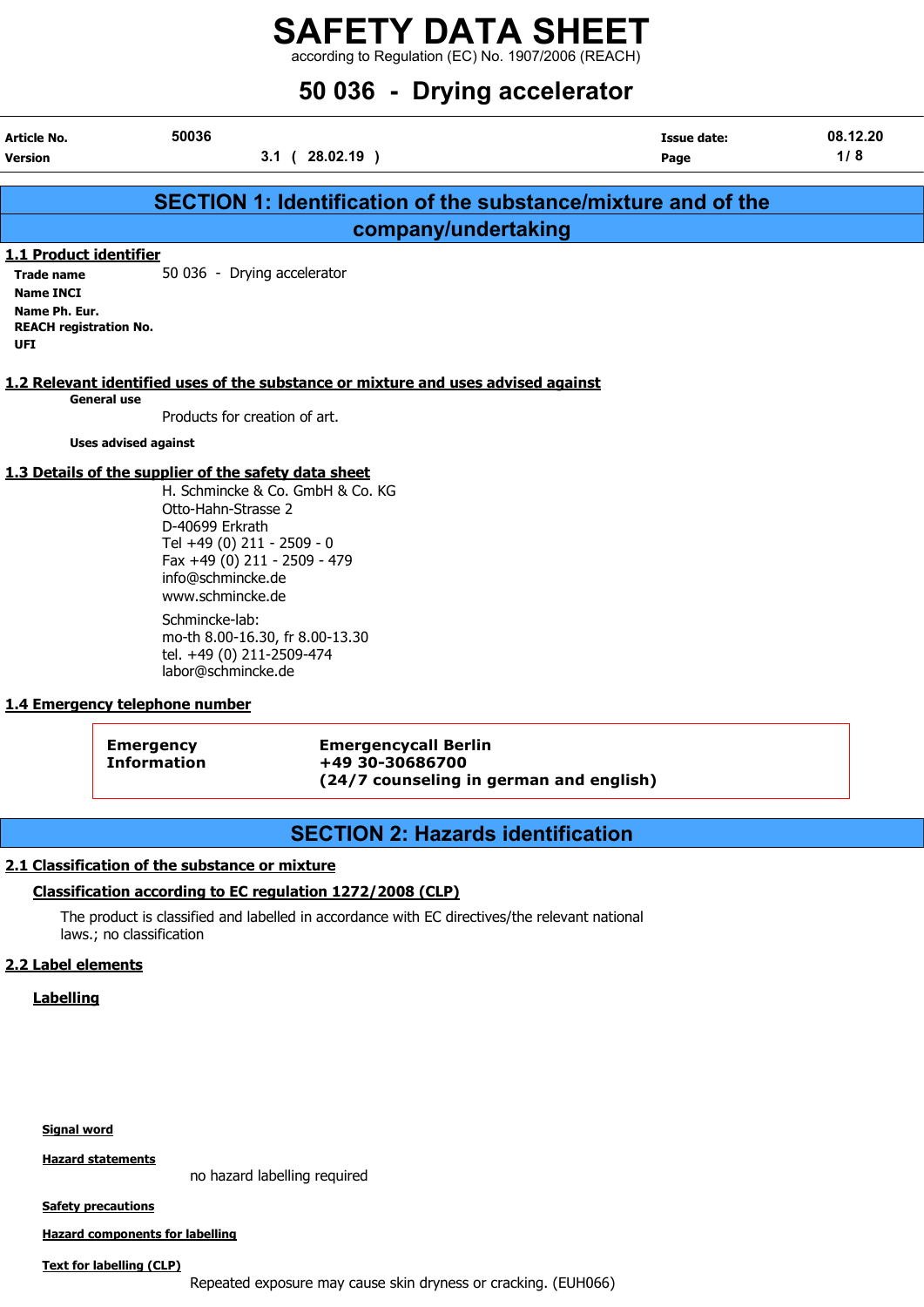# SAFETY DATA SHEET

according to Regulation (EC) No. 1907/2006 (REACH)

# 50 036 - Drying accelerator

| | | | |
|---|---|---|---|
| **Article No.** | 50036 | **Issue date:** | 08.12.20 |
| **Version** | 3.1 ( 28.02.19 ) | **Page** | 1/ 8 |

## SECTION 1: Identification of the substance/mixture and of the company/undertaking

### 1.1 Product identifier

**Trade name** 50 036 - Drying accelerator

**Name INCI**

**Name Ph. Eur.**

**REACH registration No.**

**UFI**

### 1.2 Relevant identified uses of the substance or mixture and uses advised against

**General use**

Products for creation of art.

**Uses advised against**

### 1.3 Details of the supplier of the safety data sheet

H. Schmincke & Co. GmbH & Co. KG
Otto-Hahn-Strasse 2
D-40699 Erkrath
Tel +49 (0) 211 - 2509 - 0
Fax +49 (0) 211 - 2509 - 479
info@schmincke.de
www.schmincke.de

Schmincke-lab:
mo-th 8.00-16.30, fr 8.00-13.30
tel. +49 (0) 211-2509-474
labor@schmincke.de

### 1.4 Emergency telephone number

| | |
|---|---|
| **Emergency Information** | **Emergencycall Berlin** **+49 30-30686700** **(24/7 counseling in german and english)** |

## SECTION 2: Hazards identification

### 2.1 Classification of the substance or mixture

**Classification according to EC regulation 1272/2008 (CLP)**

The product is classified and labelled in accordance with EC directives/the relevant national laws.; no classification

### 2.2 Label elements

**Labelling**

**Signal word**

**Hazard statements**

no hazard labelling required

**Safety precautions**

**Hazard components for labelling**

**Text for labelling (CLP)**

Repeated exposure may cause skin dryness or cracking. (EUH066)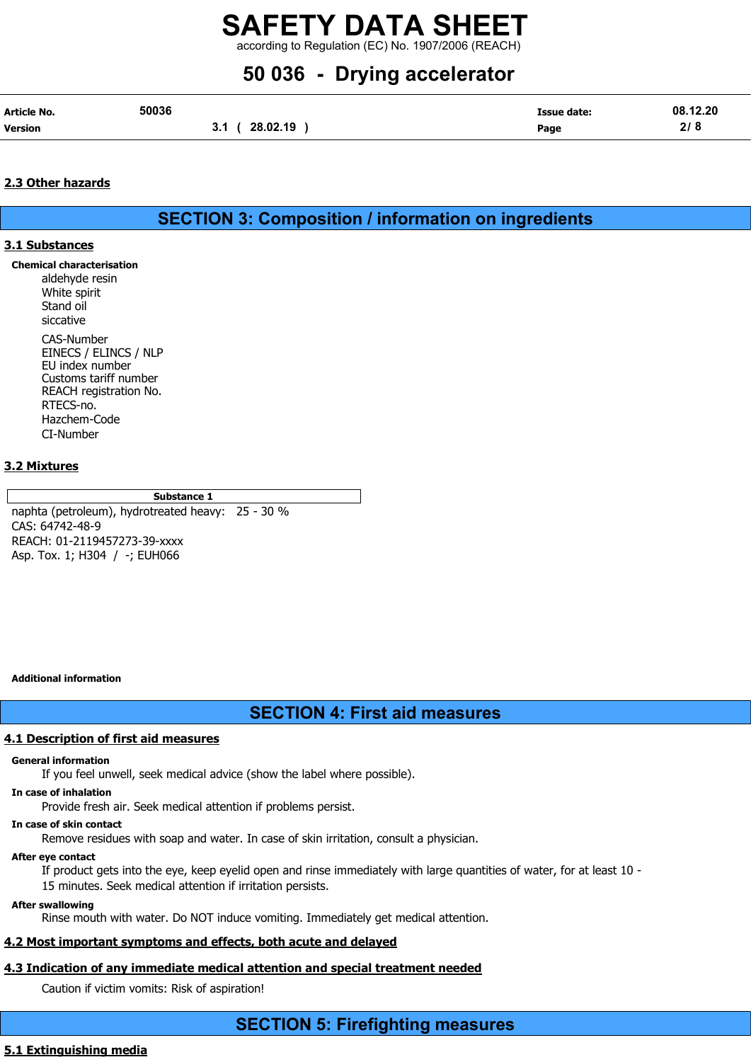## 2.3 Other hazards

## SECTION 3: Composition / information on ingredients

### 3.1 Substances

**Chemical characterisation**

aldehyde resin
White spirit
Stand oil
siccative

CAS-Number
EINECS / ELINCS / NLP
EU index number
Customs tariff number
REACH registration No.
RTECS-no.
Hazchem-Code
CI-Number

### 3.2 Mixtures

| Substance 1 |
|---|
| naphta (petroleum), hydrotreated heavy: 25 - 30 %<br>CAS: 64742-48-9<br>REACH: 01-2119457273-39-xxxx<br>Asp. Tox. 1; H304 / -; EUH066 |

**Additional information**

## SECTION 4: First aid measures

### 4.1 Description of first aid measures

**General information**

If you feel unwell, seek medical advice (show the label where possible).

**In case of inhalation**

Provide fresh air. Seek medical attention if problems persist.

**In case of skin contact**

Remove residues with soap and water. In case of skin irritation, consult a physician.

**After eye contact**

If product gets into the eye, keep eyelid open and rinse immediately with large quantities of water, for at least 10 - 15 minutes. Seek medical attention if irritation persists.

**After swallowing**

Rinse mouth with water. Do NOT induce vomiting. Immediately get medical attention.

### 4.2 Most important symptoms and effects, both acute and delayed

### 4.3 Indication of any immediate medical attention and special treatment needed

Caution if victim vomits: Risk of aspiration!

## SECTION 5: Firefighting measures

### 5.1 Extinguishing media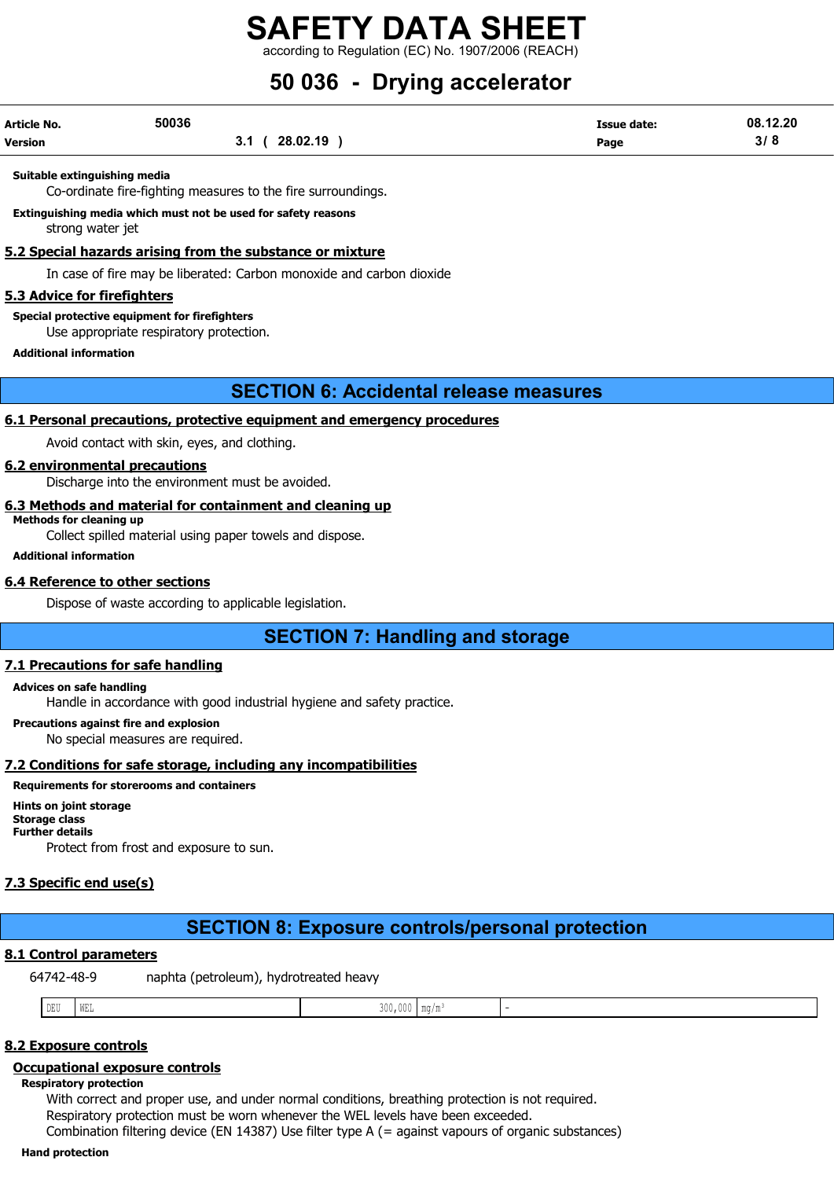**Suitable extinguishing media**

Co-ordinate fire-fighting measures to the fire surroundings.

**Extinguishing media which must not be used for safety reasons**

strong water jet

## 5.2 Special hazards arising from the substance or mixture

In case of fire may be liberated: Carbon monoxide and carbon dioxide

## 5.3 Advice for firefighters

**Special protective equipment for firefighters**

Use appropriate respiratory protection.

**Additional information**

# SECTION 6: Accidental release measures

## 6.1 Personal precautions, protective equipment and emergency procedures

Avoid contact with skin, eyes, and clothing.

## 6.2 environmental precautions

Discharge into the environment must be avoided.

## 6.3 Methods and material for containment and cleaning up

**Methods for cleaning up**

Collect spilled material using paper towels and dispose.

**Additional information**

## 6.4 Reference to other sections

Dispose of waste according to applicable legislation.

# SECTION 7: Handling and storage

## 7.1 Precautions for safe handling

**Advices on safe handling**

Handle in accordance with good industrial hygiene and safety practice.

**Precautions against fire and explosion**

No special measures are required.

## 7.2 Conditions for safe storage, including any incompatibilities

**Requirements for storerooms and containers**

**Hints on joint storage**

**Storage class**

**Further details**

Protect from frost and exposure to sun.

## 7.3 Specific end use(s)

# SECTION 8: Exposure controls/personal protection

## 8.1 Control parameters

64742-48-9 naphta (petroleum), hydrotreated heavy

| DEU | WEL | 300,000 | mg/m³ | - |
|---|---|---|---|---|

## 8.2 Exposure controls

### Occupational exposure controls

**Respiratory protection**

With correct and proper use, and under normal conditions, breathing protection is not required.
Respiratory protection must be worn whenever the WEL levels have been exceeded.
Combination filtering device (EN 14387) Use filter type A (= against vapours of organic substances)

**Hand protection**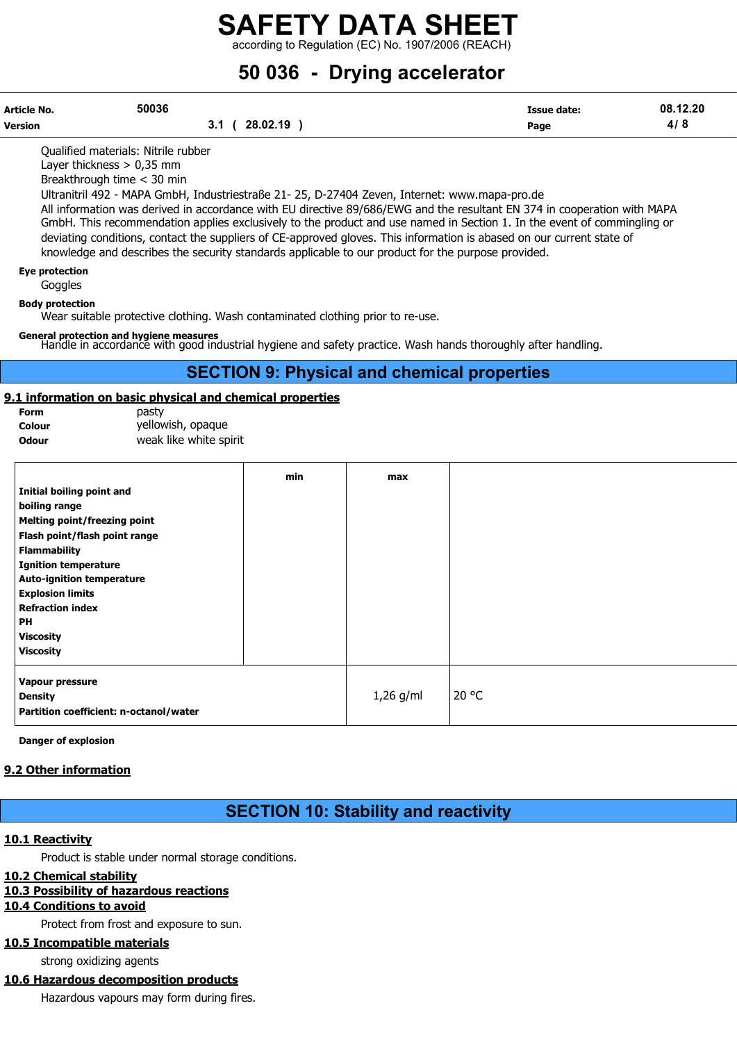Qualified materials: Nitrile rubber
Layer thickness > 0,35 mm
Breakthrough time < 30 min
Ultranitril 492 - MAPA GmbH, Industriestraße 21- 25, D-27404 Zeven, Internet: www.mapa-pro.de
All information was derived in accordance with EU directive 89/686/EWG and the resultant EN 374 in cooperation with MAPA GmbH. This recommendation applies exclusively to the product and use named in Section 1. In the event of commingling or deviating conditions, contact the suppliers of CE-approved gloves. This information is abased on our current state of knowledge and describes the security standards applicable to our product for the purpose provided.

**Eye protection**

Goggles

**Body protection**

Wear suitable protective clothing. Wash contaminated clothing prior to re-use.

**General protection and hygiene measures**

Handle in accordance with good industrial hygiene and safety practice. Wash hands thoroughly after handling.

## SECTION 9: Physical and chemical properties

### 9.1 information on basic physical and chemical properties

| | |
|---|---|
| **Form** | pasty |
| **Colour** | yellowish, opaque |
| **Odour** | weak like white spirit |

| | min | max | |
|---|---|---|---|
| **Initial boiling point and boiling range** | | | |
| **Melting point/freezing point** | | | |
| **Flash point/flash point range** | | | |
| **Flammability** | | | |
| **Ignition temperature** | | | |
| **Auto-ignition temperature** | | | |
| **Explosion limits** | | | |
| **Refraction index** | | | |
| **PH** | | | |
| **Viscosity** | | | |
| **Viscosity** | | | |
| **Vapour pressure** | | | |
| **Density** | | 1,26 g/ml | 20 °C |
| **Partition coefficient: n-octanol/water** | | | |

**Danger of explosion**

### 9.2 Other information

## SECTION 10: Stability and reactivity

### 10.1 Reactivity

Product is stable under normal storage conditions.

### 10.2 Chemical stability

### 10.3 Possibility of hazardous reactions

### 10.4 Conditions to avoid

Protect from frost and exposure to sun.

### 10.5 Incompatible materials

strong oxidizing agents

### 10.6 Hazardous decomposition products

Hazardous vapours may form during fires.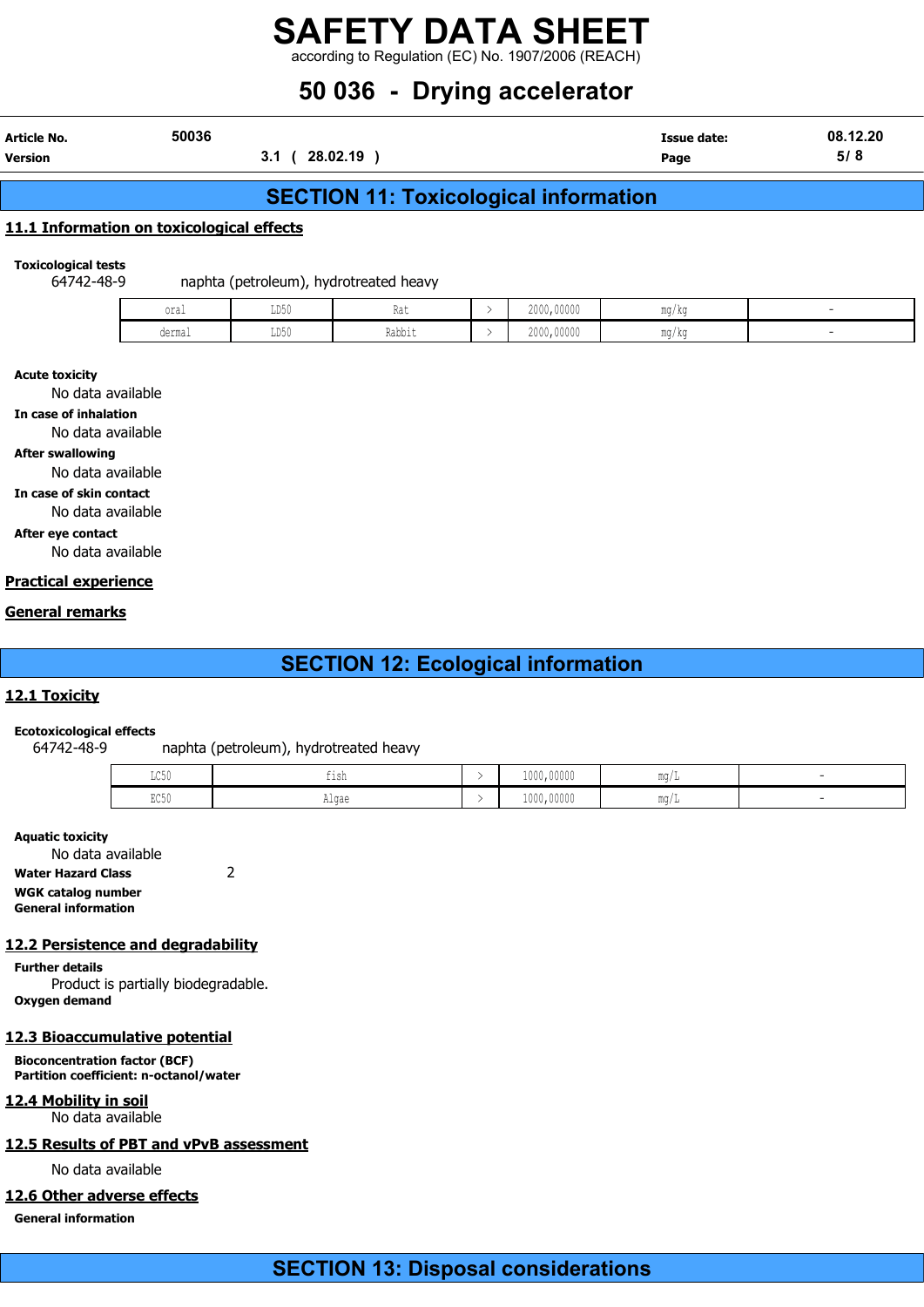## SECTION 11: Toxicological information

### 11.1 Information on toxicological effects

**Toxicological tests**

64742-48-9 naphta (petroleum), hydrotreated heavy

| | | | | | | |
|---|---|---|---|---|---|---|
| oral | LD50 | Rat | > | 2000,00000 | mg/kg | - |
| dermal | LD50 | Rabbit | > | 2000,00000 | mg/kg | - |

**Acute toxicity**

No data available

**In case of inhalation**

No data available

**After swallowing**

No data available

**In case of skin contact**

No data available

**After eye contact**

No data available

### Practical experience

### General remarks

## SECTION 12: Ecological information

### 12.1 Toxicity

**Ecotoxicological effects**

64742-48-9 naphta (petroleum), hydrotreated heavy

| | | | | | |
|---|---|---|---|---|---|
| LC50 | fish | > | 1000,00000 | mg/L | - |
| EC50 | Algae | > | 1000,00000 | mg/L | - |

**Aquatic toxicity**

No data available

**Water Hazard Class** 2

**WGK catalog number**

**General information**

### 12.2 Persistence and degradability

**Further details**

Product is partially biodegradable.

**Oxygen demand**

### 12.3 Bioaccumulative potential

**Bioconcentration factor (BCF)**

**Partition coefficient: n-octanol/water**

### 12.4 Mobility in soil

No data available

### 12.5 Results of PBT and vPvB assessment

No data available

### 12.6 Other adverse effects

**General information**

## SECTION 13: Disposal considerations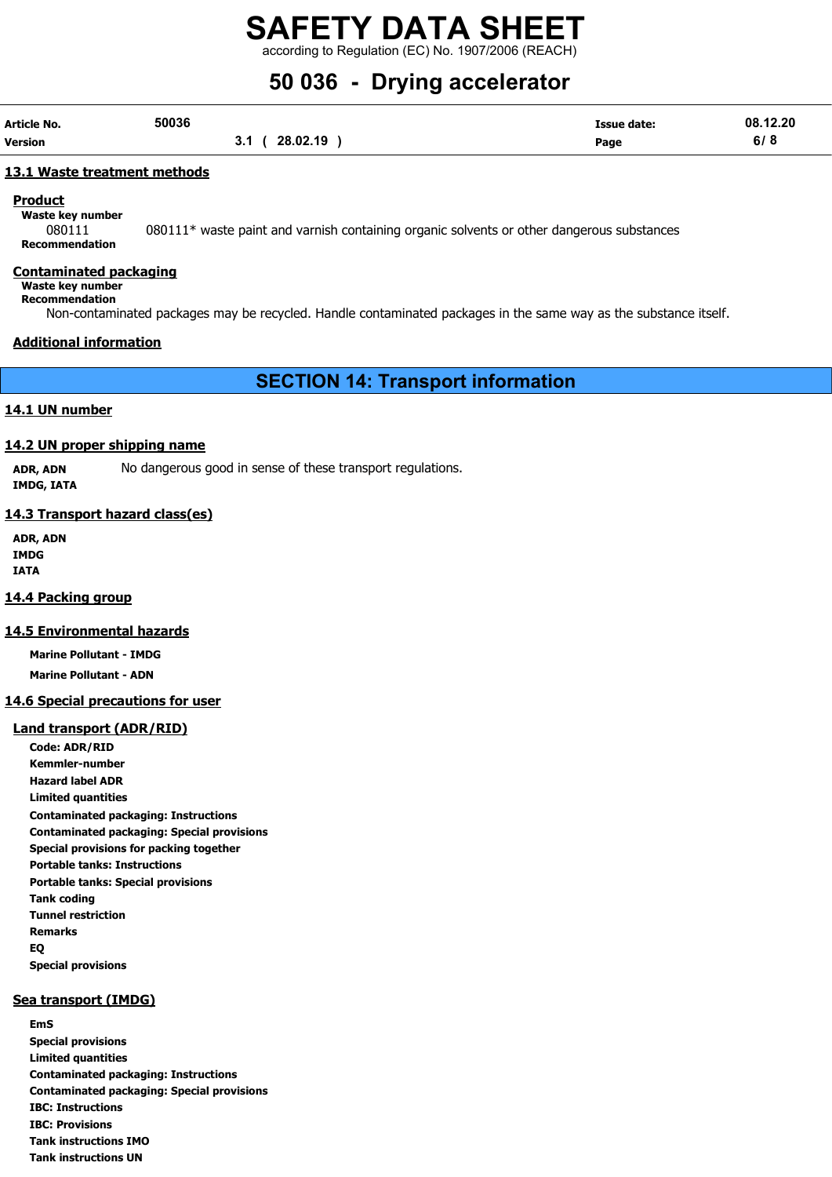### 13.1 Waste treatment methods

**Product**

**Waste key number**

080111 080111* waste paint and varnish containing organic solvents or other dangerous substances

**Recommendation**

**Contaminated packaging**

**Waste key number**

**Recommendation**

Non-contaminated packages may be recycled. Handle contaminated packages in the same way as the substance itself.

**Additional information**

## SECTION 14: Transport information

### 14.1 UN number

### 14.2 UN proper shipping name

**ADR, ADN** No dangerous good in sense of these transport regulations.
**IMDG, IATA**

### 14.3 Transport hazard class(es)

**ADR, ADN**
**IMDG**
**IATA**

### 14.4 Packing group

### 14.5 Environmental hazards

**Marine Pollutant - IMDG**

**Marine Pollutant - ADN**

### 14.6 Special precautions for user

**Land transport (ADR/RID)**

**Code: ADR/RID**
**Kemmler-number**
**Hazard label ADR**
**Limited quantities**
**Contaminated packaging: Instructions**
**Contaminated packaging: Special provisions**
**Special provisions for packing together**
**Portable tanks: Instructions**
**Portable tanks: Special provisions**
**Tank coding**
**Tunnel restriction**
**Remarks**
**EQ**
**Special provisions**

**Sea transport (IMDG)**

**EmS**
**Special provisions**
**Limited quantities**
**Contaminated packaging: Instructions**
**Contaminated packaging: Special provisions**
**IBC: Instructions**
**IBC: Provisions**
**Tank instructions IMO**
**Tank instructions UN**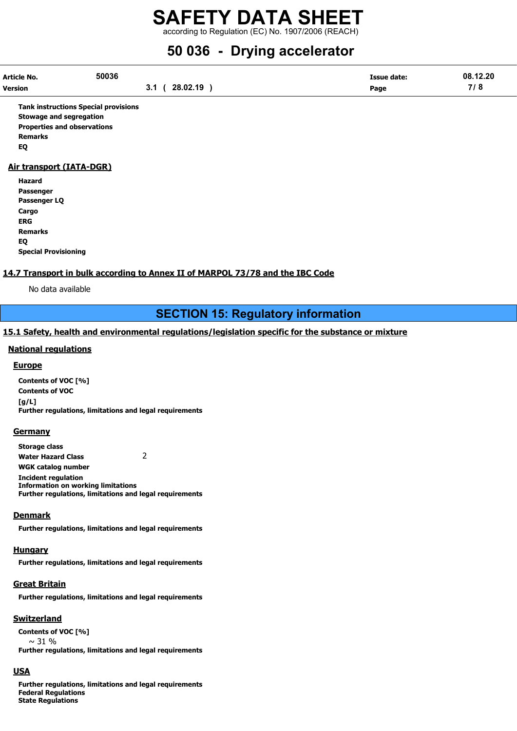**Tank instructions Special provisions**
**Stowage and segregation**
**Properties and observations**
**Remarks**
**EQ**

### Air transport (IATA-DGR)

**Hazard**
**Passenger**
**Passenger LQ**
**Cargo**
**ERG**
**Remarks**
**EQ**
**Special Provisioning**

### 14.7 Transport in bulk according to Annex II of MARPOL 73/78 and the IBC Code

No data available

## SECTION 15: Regulatory information

### 15.1 Safety, health and environmental regulations/legislation specific for the substance or mixture

#### National regulations

##### Europe

**Contents of VOC [%]**
**Contents of VOC [g/L]**
**Further regulations, limitations and legal requirements**

##### Germany

**Storage class**
**Water Hazard Class** 2
**WGK catalog number**
**Incident regulation**
**Information on working limitations**
**Further regulations, limitations and legal requirements**

##### Denmark

**Further regulations, limitations and legal requirements**

##### Hungary

**Further regulations, limitations and legal requirements**

##### Great Britain

**Further regulations, limitations and legal requirements**

##### Switzerland

**Contents of VOC [%]**
~ 31 %
**Further regulations, limitations and legal requirements**

##### USA

**Further regulations, limitations and legal requirements**
**Federal Regulations**
**State Regulations**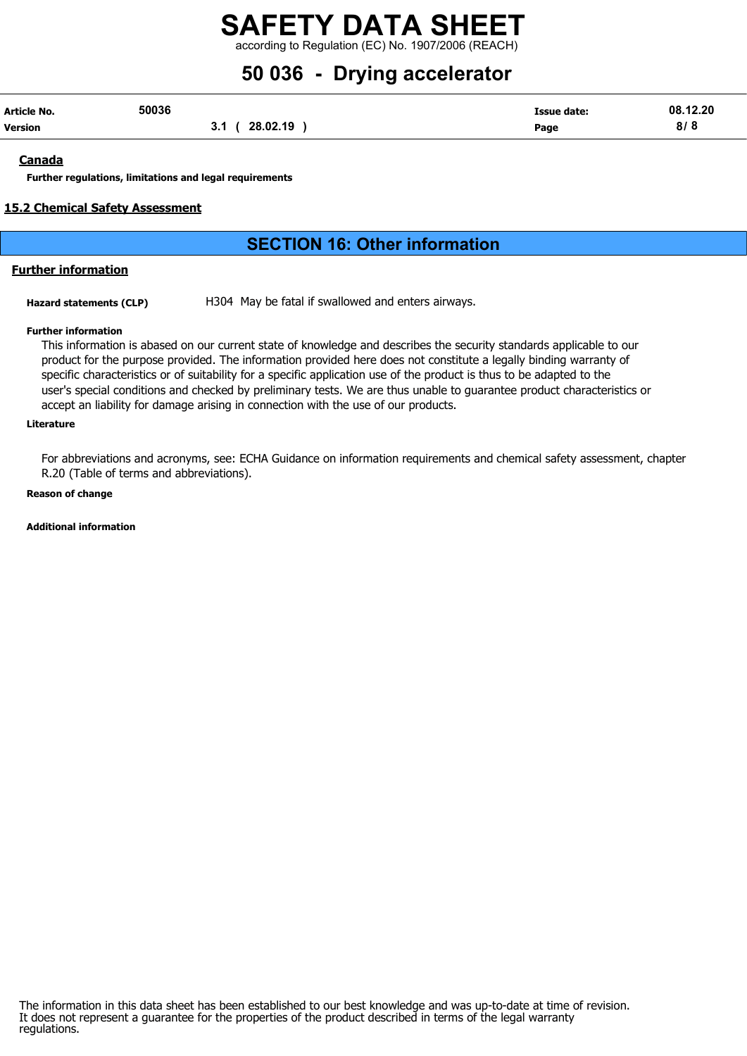### Canada

**Further regulations, limitations and legal requirements**

### 15.2 Chemical Safety Assessment

## SECTION 16: Other information

### Further information

**Hazard statements (CLP)** H304 May be fatal if swallowed and enters airways.

**Further information**

This information is abased on our current state of knowledge and describes the security standards applicable to our product for the purpose provided. The information provided here does not constitute a legally binding warranty of specific characteristics or of suitability for a specific application use of the product is thus to be adapted to the user's special conditions and checked by preliminary tests. We are thus unable to guarantee product characteristics or accept an liability for damage arising in connection with the use of our products.

**Literature**

For abbreviations and acronyms, see: ECHA Guidance on information requirements and chemical safety assessment, chapter R.20 (Table of terms and abbreviations).

**Reason of change**

**Additional information**

The information in this data sheet has been established to our best knowledge and was up-to-date at time of revision. It does not represent a guarantee for the properties of the product described in terms of the legal warranty regulations.